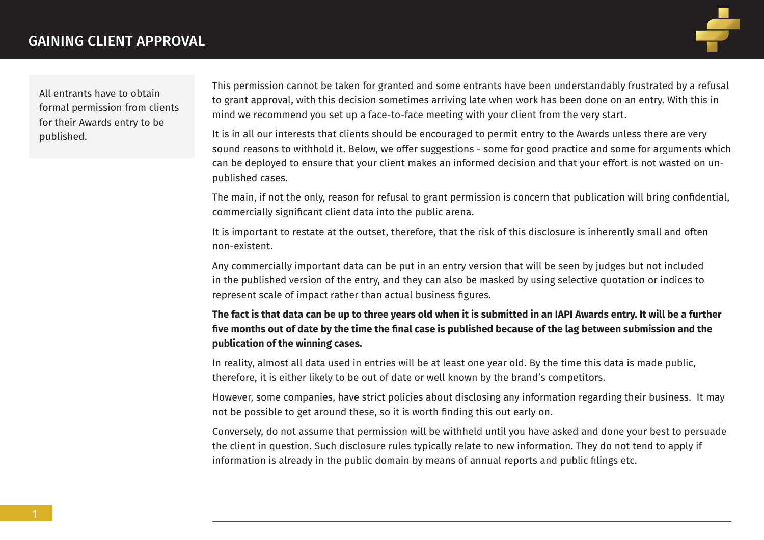# GAINING CLIENT APPROVAL

All entrants have to obtain formal permission from clients for their Awards entry to be published.

This permission cannot be taken for granted and some entrants have been understandably frustrated by a refusal to grant approval, with this decision sometimes arriving late when work has been done on an entry. With this in mind we recommend you set up a face-to-face meeting with your client from the very start.

It is in all our interests that clients should be encouraged to permit entry to the Awards unless there are very sound reasons to withhold it. Below, we offer suggestions - some for good practice and some for arguments which can be deployed to ensure that your client makes an informed decision and that your effort is not wasted on un-published cases.

The main, if not the only, reason for refusal to grant permission is concern that publication will bring confidential, commercially significant client data into the public arena.

It is important to restate at the outset, therefore, that the risk of this disclosure is inherently small and often non-existent.

Any commercially important data can be put in an entry version that will be seen by judges but not included in the published version of the entry, and they can also be masked by using selective quotation or indices to represent scale of impact rather than actual business figures.

**The fact is that data can be up to three years old when it is submitted in an IAPI Awards entry. It will be a further five months out of date by the time the final case is published because of the lag between submission and the publication of the winning cases.**

In reality, almost all data used in entries will be at least one year old. By the time this data is made public, therefore, it is either likely to be out of date or well known by the brand's competitors.

However, some companies, have strict policies about disclosing any information regarding their business. It may not be possible to get around these, so it is worth finding this out early on.

Conversely, do not assume that permission will be withheld until you have asked and done your best to persuade the client in question. Such disclosure rules typically relate to new information. They do not tend to apply if information is already in the public domain by means of annual reports and public filings etc.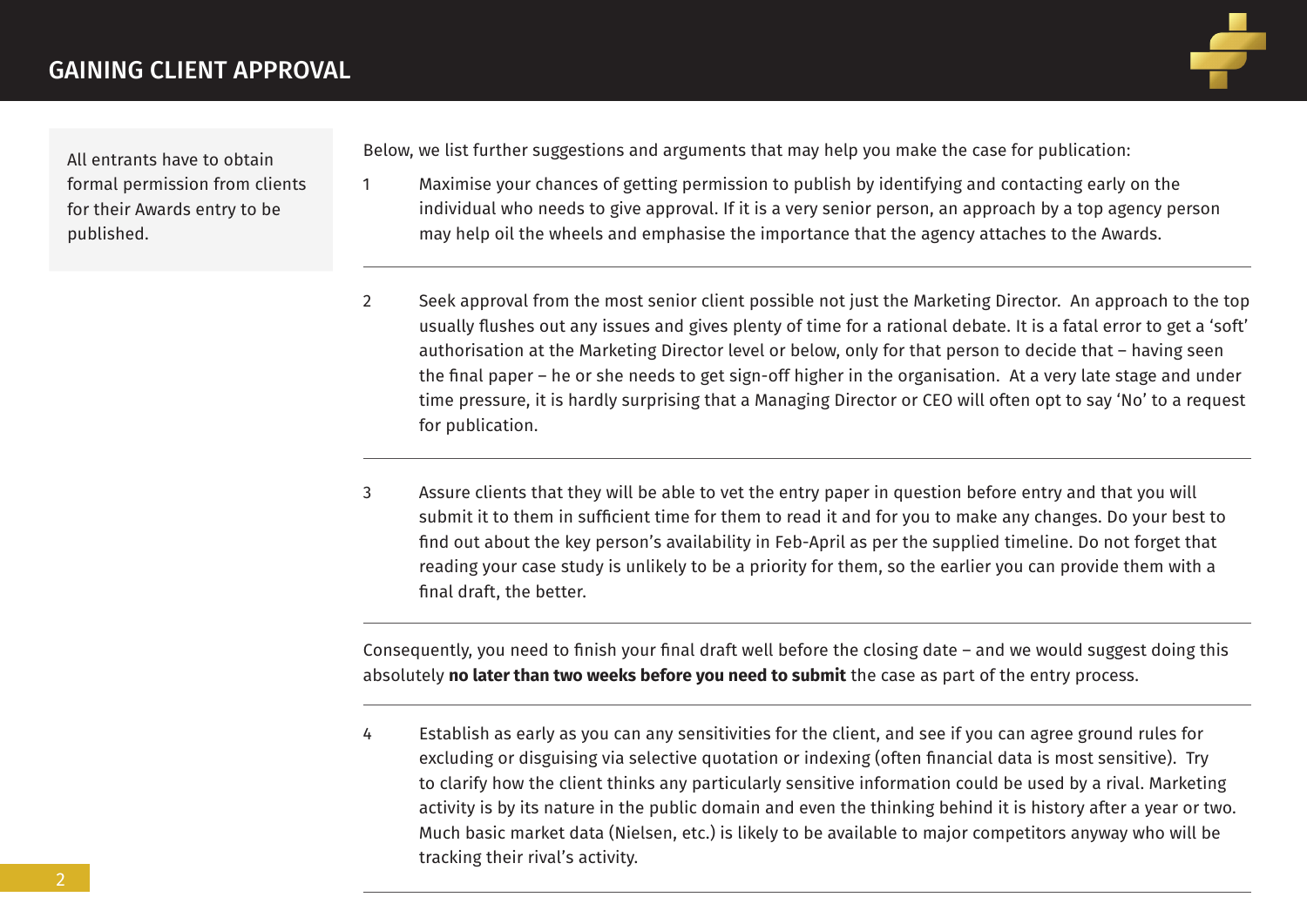# GAINING CLIENT APPROVAL

All entrants have to obtain formal permission from clients for their Awards entry to be published.

Below, we list further suggestions and arguments that may help you make the case for publication:

1. Maximise your chances of getting permission to publish by identifying and contacting early on the individual who needs to give approval. If it is a very senior person, an approach by a top agency person may help oil the wheels and emphasise the importance that the agency attaches to the Awards.

2. Seek approval from the most senior client possible not just the Marketing Director. An approach to the top usually flushes out any issues and gives plenty of time for a rational debate. It is a fatal error to get a 'soft' authorisation at the Marketing Director level or below, only for that person to decide that – having seen the final paper – he or she needs to get sign-off higher in the organisation. At a very late stage and under time pressure, it is hardly surprising that a Managing Director or CEO will often opt to say 'No' to a request for publication.

3. Assure clients that they will be able to vet the entry paper in question before entry and that you will submit it to them in sufficient time for them to read it and for you to make any changes. Do your best to find out about the key person's availability in Feb-April as per the supplied timeline. Do not forget that reading your case study is unlikely to be a priority for them, so the earlier you can provide them with a final draft, the better.

Consequently, you need to finish your final draft well before the closing date – and we would suggest doing this absolutely **no later than two weeks before you need to submit** the case as part of the entry process.

4. Establish as early as you can any sensitivities for the client, and see if you can agree ground rules for excluding or disguising via selective quotation or indexing (often financial data is most sensitive). Try to clarify how the client thinks any particularly sensitive information could be used by a rival. Marketing activity is by its nature in the public domain and even the thinking behind it is history after a year or two. Much basic market data (Nielsen, etc.) is likely to be available to major competitors anyway who will be tracking their rival's activity.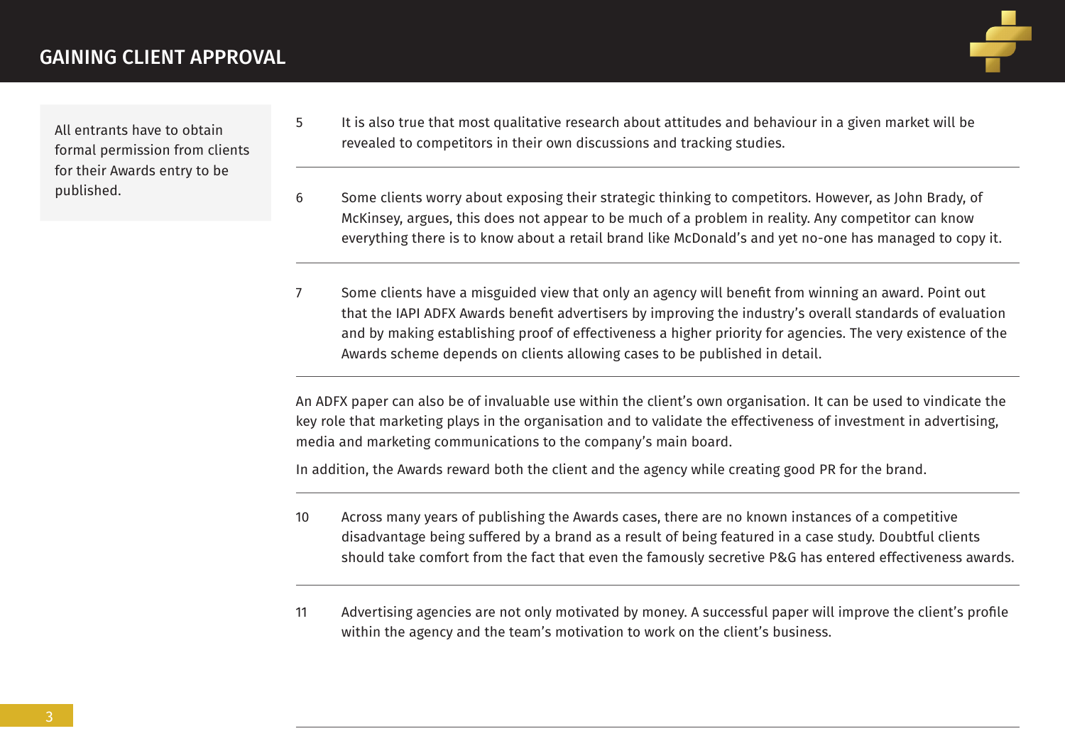## GAINING CLIENT APPROVAL

All entrants have to obtain formal permission from clients for their Awards entry to be published.

5 It is also true that most qualitative research about attitudes and behaviour in a given market will be revealed to competitors in their own discussions and tracking studies.

6 Some clients worry about exposing their strategic thinking to competitors. However, as John Brady, of McKinsey, argues, this does not appear to be much of a problem in reality. Any competitor can know everything there is to know about a retail brand like McDonald's and yet no-one has managed to copy it.

7 Some clients have a misguided view that only an agency will benefit from winning an award. Point out that the IAPI ADFX Awards benefit advertisers by improving the industry's overall standards of evaluation and by making establishing proof of effectiveness a higher priority for agencies. The very existence of the Awards scheme depends on clients allowing cases to be published in detail.

An ADFX paper can also be of invaluable use within the client's own organisation. It can be used to vindicate the key role that marketing plays in the organisation and to validate the effectiveness of investment in advertising, media and marketing communications to the company's main board.

In addition, the Awards reward both the client and the agency while creating good PR for the brand.

10 Across many years of publishing the Awards cases, there are no known instances of a competitive disadvantage being suffered by a brand as a result of being featured in a case study. Doubtful clients should take comfort from the fact that even the famously secretive P&G has entered effectiveness awards.

11 Advertising agencies are not only motivated by money. A successful paper will improve the client's profile within the agency and the team's motivation to work on the client's business.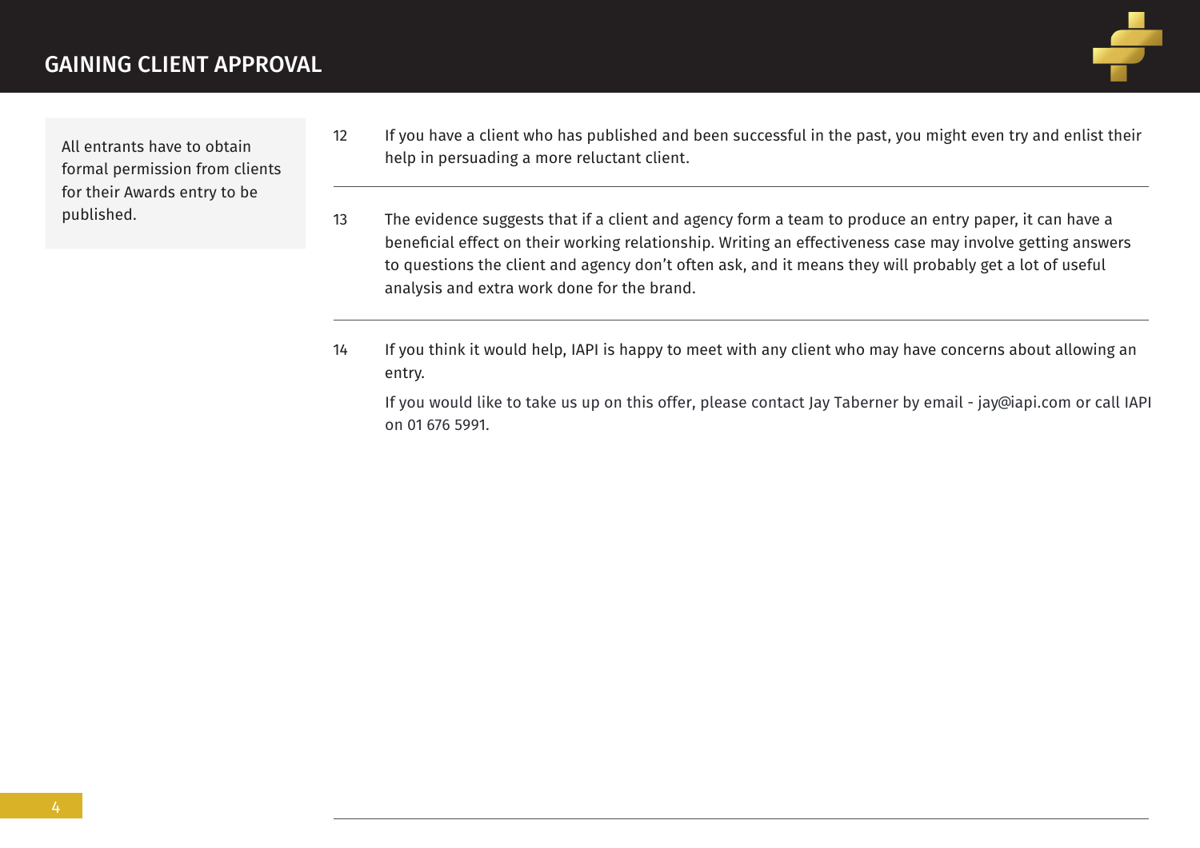# GAINING CLIENT APPROVAL

All entrants have to obtain formal permission from clients for their Awards entry to be published.

12 If you have a client who has published and been successful in the past, you might even try and enlist their help in persuading a more reluctant client.

13 The evidence suggests that if a client and agency form a team to produce an entry paper, it can have a beneficial effect on their working relationship. Writing an effectiveness case may involve getting answers to questions the client and agency don't often ask, and it means they will probably get a lot of useful analysis and extra work done for the brand.

14 If you think it would help, IAPI is happy to meet with any client who may have concerns about allowing an entry.

If you would like to take us up on this offer, please contact Jay Taberner by email - jay@iapi.com or call IAPI on 01 676 5991.